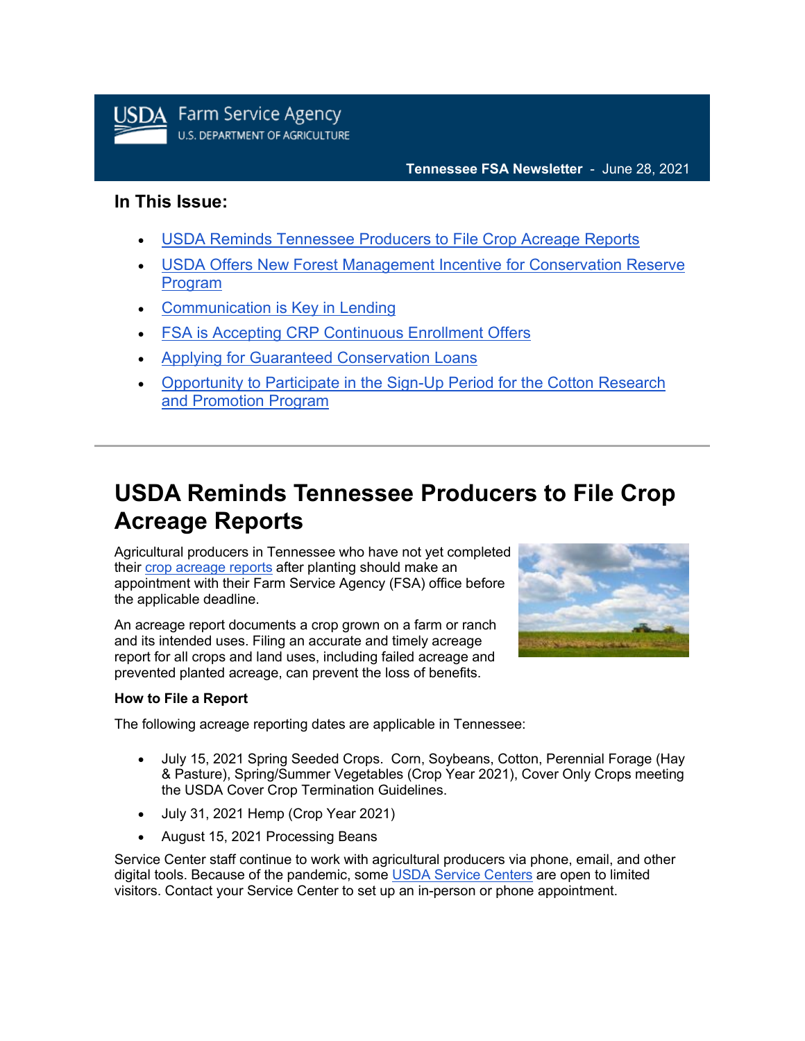**Tennessee FSA Newsletter** - June 28, 2021

### In This Issue:

- USDA Reminds Tennessee Producers to File Crop Acreage Reports
- USDA Offers New Forest Management Incentive for Conservation Reserve Program
- Communication is Key in Lending
- FSA is Accepting CRP Continuous Enrollment Offers
- Applying for Guaranteed Conservation Loans
- Opportunity to Participate in the Sign-Up Period for the Cotton Research and Promotion Program

---

# USDA Reminds Tennessee Producers to File Crop Acreage Reports

Agricultural producers in Tennessee who have not yet completed their crop acreage reports after planting should make an appointment with their Farm Service Agency (FSA) office before the applicable deadline.

An acreage report documents a crop grown on a farm or ranch and its intended uses. Filing an accurate and timely acreage report for all crops and land uses, including failed acreage and prevented planted acreage, can prevent the loss of benefits.

**How to File a Report**

The following acreage reporting dates are applicable in Tennessee:

- July 15, 2021 Spring Seeded Crops. Corn, Soybeans, Cotton, Perennial Forage (Hay & Pasture), Spring/Summer Vegetables (Crop Year 2021), Cover Only Crops meeting the USDA Cover Crop Termination Guidelines.
- July 31, 2021 Hemp (Crop Year 2021)
- August 15, 2021 Processing Beans

Service Center staff continue to work with agricultural producers via phone, email, and other digital tools. Because of the pandemic, some USDA Service Centers are open to limited visitors. Contact your Service Center to set up an in-person or phone appointment.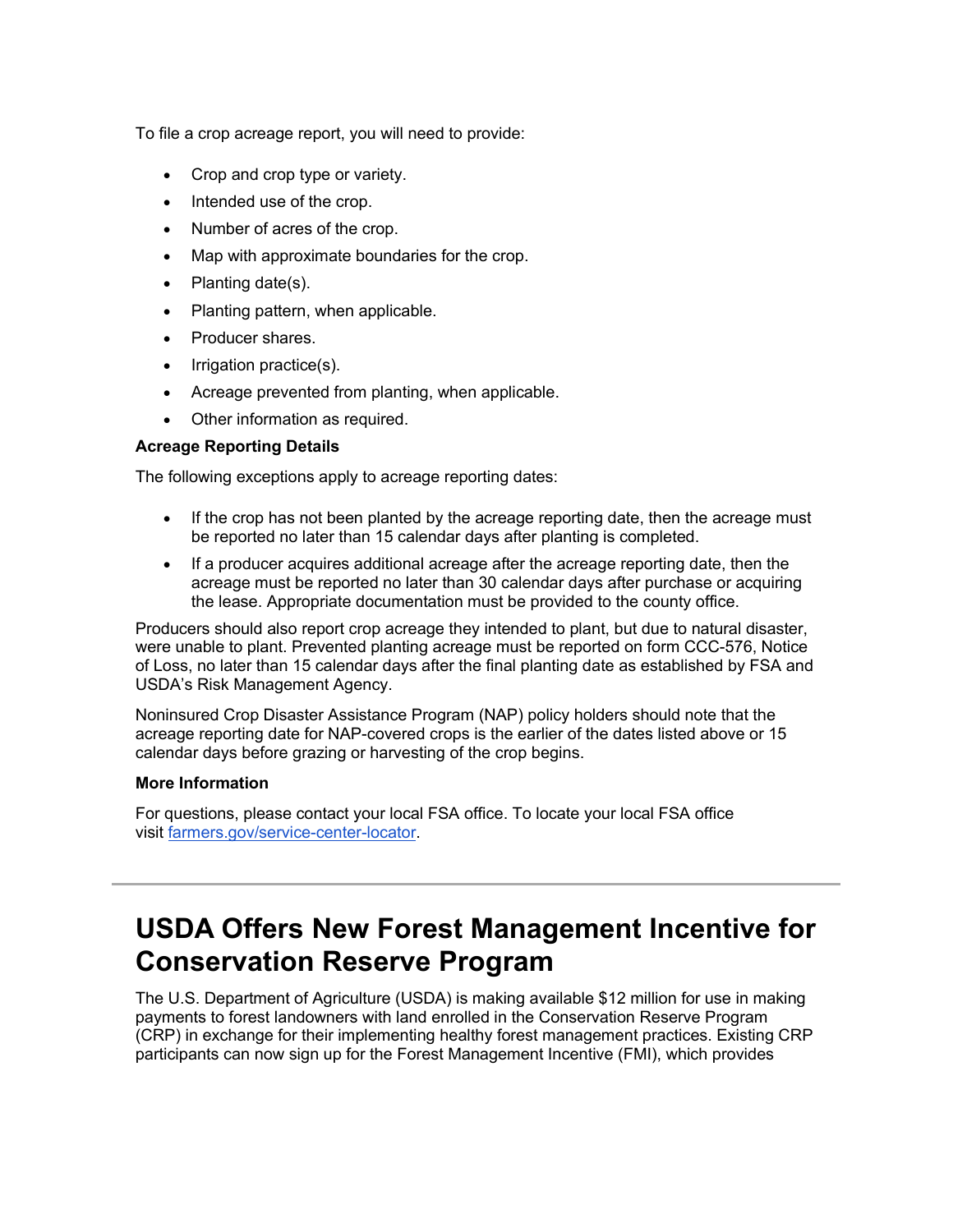To file a crop acreage report, you will need to provide:

- Crop and crop type or variety.
- Intended use of the crop.
- Number of acres of the crop.
- Map with approximate boundaries for the crop.
- Planting date(s).
- Planting pattern, when applicable.
- Producer shares.
- Irrigation practice(s).
- Acreage prevented from planting, when applicable.
- Other information as required.

**Acreage Reporting Details**

The following exceptions apply to acreage reporting dates:

- If the crop has not been planted by the acreage reporting date, then the acreage must be reported no later than 15 calendar days after planting is completed.
- If a producer acquires additional acreage after the acreage reporting date, then the acreage must be reported no later than 30 calendar days after purchase or acquiring the lease. Appropriate documentation must be provided to the county office.

Producers should also report crop acreage they intended to plant, but due to natural disaster, were unable to plant. Prevented planting acreage must be reported on form CCC-576, Notice of Loss, no later than 15 calendar days after the final planting date as established by FSA and USDA's Risk Management Agency.

Noninsured Crop Disaster Assistance Program (NAP) policy holders should note that the acreage reporting date for NAP-covered crops is the earlier of the dates listed above or 15 calendar days before grazing or harvesting of the crop begins.

**More Information**

For questions, please contact your local FSA office. To locate your local FSA office visit [farmers.gov/service-center-locator](farmers.gov/service-center-locator).

---

# USDA Offers New Forest Management Incentive for Conservation Reserve Program

The U.S. Department of Agriculture (USDA) is making available $12 million for use in making payments to forest landowners with land enrolled in the Conservation Reserve Program (CRP) in exchange for their implementing healthy forest management practices. Existing CRP participants can now sign up for the Forest Management Incentive (FMI), which provides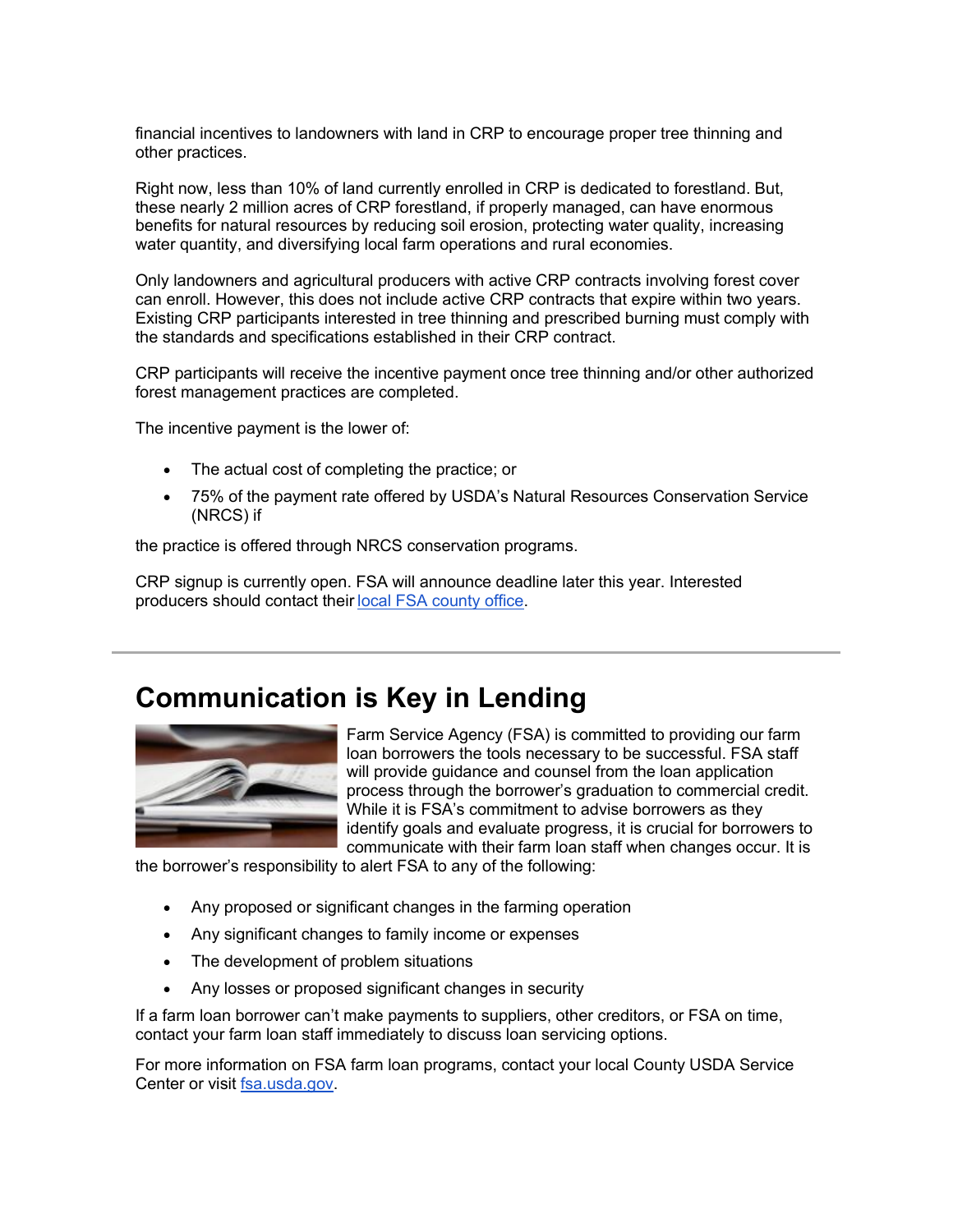financial incentives to landowners with land in CRP to encourage proper tree thinning and other practices.

Right now, less than 10% of land currently enrolled in CRP is dedicated to forestland. But, these nearly 2 million acres of CRP forestland, if properly managed, can have enormous benefits for natural resources by reducing soil erosion, protecting water quality, increasing water quantity, and diversifying local farm operations and rural economies.

Only landowners and agricultural producers with active CRP contracts involving forest cover can enroll. However, this does not include active CRP contracts that expire within two years. Existing CRP participants interested in tree thinning and prescribed burning must comply with the standards and specifications established in their CRP contract.

CRP participants will receive the incentive payment once tree thinning and/or other authorized forest management practices are completed.

The incentive payment is the lower of:

- The actual cost of completing the practice; or
- 75% of the payment rate offered by USDA's Natural Resources Conservation Service (NRCS) if

the practice is offered through NRCS conservation programs.

CRP signup is currently open. FSA will announce deadline later this year. Interested producers should contact their local FSA county office.

---

## Communication is Key in Lending

Farm Service Agency (FSA) is committed to providing our farm loan borrowers the tools necessary to be successful. FSA staff will provide guidance and counsel from the loan application process through the borrower's graduation to commercial credit. While it is FSA's commitment to advise borrowers as they identify goals and evaluate progress, it is crucial for borrowers to communicate with their farm loan staff when changes occur. It is the borrower's responsibility to alert FSA to any of the following:

- Any proposed or significant changes in the farming operation
- Any significant changes to family income or expenses
- The development of problem situations
- Any losses or proposed significant changes in security

If a farm loan borrower can't make payments to suppliers, other creditors, or FSA on time, contact your farm loan staff immediately to discuss loan servicing options.

For more information on FSA farm loan programs, contact your local County USDA Service Center or visit fsa.usda.gov.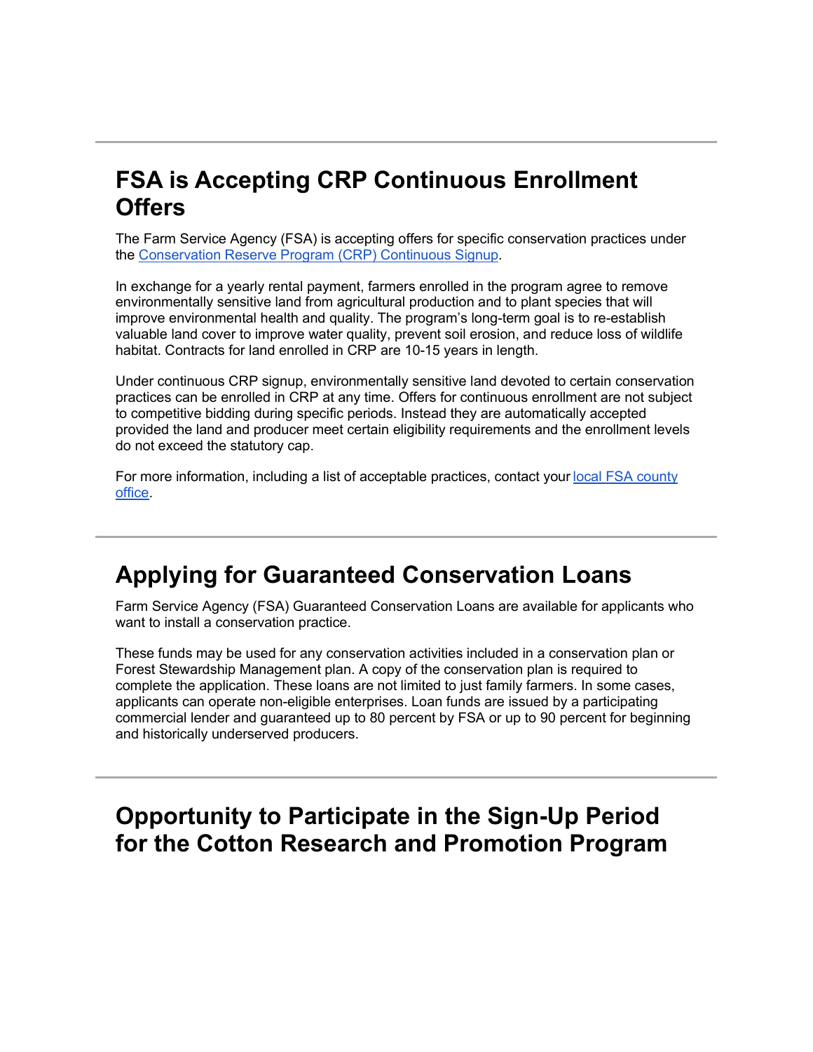## FSA is Accepting CRP Continuous Enrollment Offers

The Farm Service Agency (FSA) is accepting offers for specific conservation practices under the [Conservation Reserve Program (CRP) Continuous Signup](#).

In exchange for a yearly rental payment, farmers enrolled in the program agree to remove environmentally sensitive land from agricultural production and to plant species that will improve environmental health and quality. The program's long-term goal is to re-establish valuable land cover to improve water quality, prevent soil erosion, and reduce loss of wildlife habitat. Contracts for land enrolled in CRP are 10-15 years in length.

Under continuous CRP signup, environmentally sensitive land devoted to certain conservation practices can be enrolled in CRP at any time. Offers for continuous enrollment are not subject to competitive bidding during specific periods. Instead they are automatically accepted provided the land and producer meet certain eligibility requirements and the enrollment levels do not exceed the statutory cap.

For more information, including a list of acceptable practices, contact your [local FSA county office](#).

---

## Applying for Guaranteed Conservation Loans

Farm Service Agency (FSA) Guaranteed Conservation Loans are available for applicants who want to install a conservation practice.

These funds may be used for any conservation activities included in a conservation plan or Forest Stewardship Management plan. A copy of the conservation plan is required to complete the application. These loans are not limited to just family farmers. In some cases, applicants can operate non-eligible enterprises. Loan funds are issued by a participating commercial lender and guaranteed up to 80 percent by FSA or up to 90 percent for beginning and historically underserved producers.

---

## Opportunity to Participate in the Sign-Up Period for the Cotton Research and Promotion Program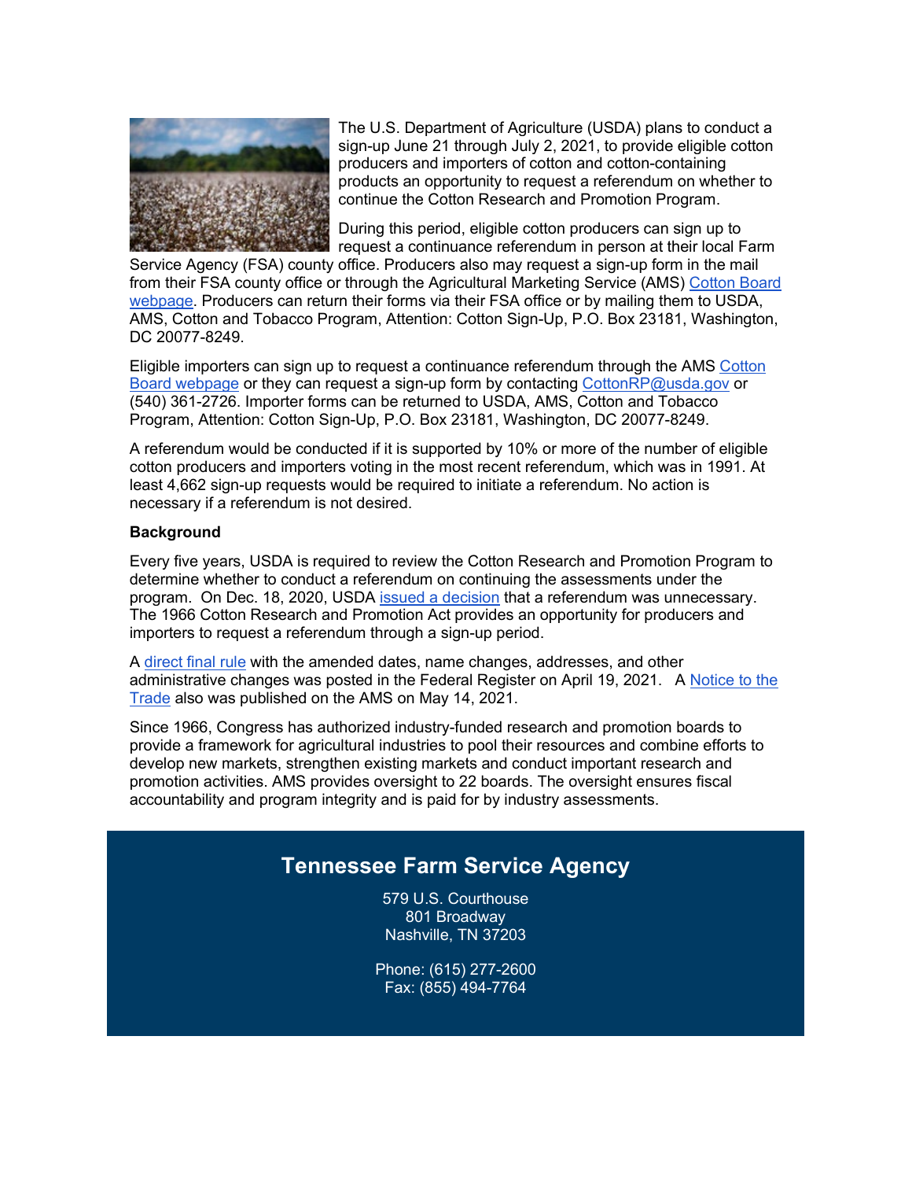The U.S. Department of Agriculture (USDA) plans to conduct a sign-up June 21 through July 2, 2021, to provide eligible cotton producers and importers of cotton and cotton-containing products an opportunity to request a referendum on whether to continue the Cotton Research and Promotion Program.

During this period, eligible cotton producers can sign up to request a continuance referendum in person at their local Farm Service Agency (FSA) county office. Producers also may request a sign-up form in the mail from their FSA county office or through the Agricultural Marketing Service (AMS) Cotton Board webpage. Producers can return their forms via their FSA office or by mailing them to USDA, AMS, Cotton and Tobacco Program, Attention: Cotton Sign-Up, P.O. Box 23181, Washington, DC 20077-8249.

Eligible importers can sign up to request a continuance referendum through the AMS Cotton Board webpage or they can request a sign-up form by contacting CottonRP@usda.gov or (540) 361-2726. Importer forms can be returned to USDA, AMS, Cotton and Tobacco Program, Attention: Cotton Sign-Up, P.O. Box 23181, Washington, DC 20077-8249.

A referendum would be conducted if it is supported by 10% or more of the number of eligible cotton producers and importers voting in the most recent referendum, which was in 1991. At least 4,662 sign-up requests would be required to initiate a referendum. No action is necessary if a referendum is not desired.

**Background**

Every five years, USDA is required to review the Cotton Research and Promotion Program to determine whether to conduct a referendum on continuing the assessments under the program. On Dec. 18, 2020, USDA issued a decision that a referendum was unnecessary. The 1966 Cotton Research and Promotion Act provides an opportunity for producers and importers to request a referendum through a sign-up period.

A direct final rule with the amended dates, name changes, addresses, and other administrative changes was posted in the Federal Register on April 19, 2021. A Notice to the Trade also was published on the AMS on May 14, 2021.

Since 1966, Congress has authorized industry-funded research and promotion boards to provide a framework for agricultural industries to pool their resources and combine efforts to develop new markets, strengthen existing markets and conduct important research and promotion activities. AMS provides oversight to 22 boards. The oversight ensures fiscal accountability and program integrity and is paid for by industry assessments.

## Tennessee Farm Service Agency

579 U.S. Courthouse
801 Broadway
Nashville, TN 37203

Phone: (615) 277-2600
Fax: (855) 494-7764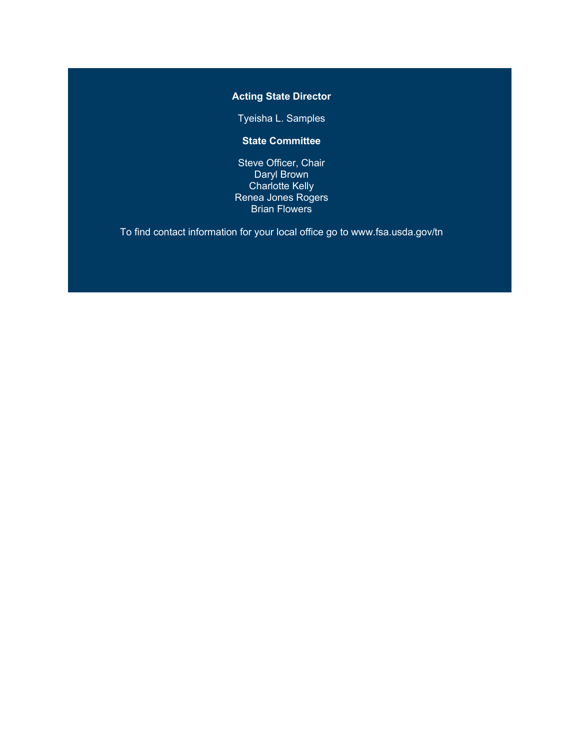**Acting State Director**

Tyeisha L. Samples

**State Committee**

Steve Officer, Chair
Daryl Brown
Charlotte Kelly
Renea Jones Rogers
Brian Flowers

To find contact information for your local office go to www.fsa.usda.gov/tn